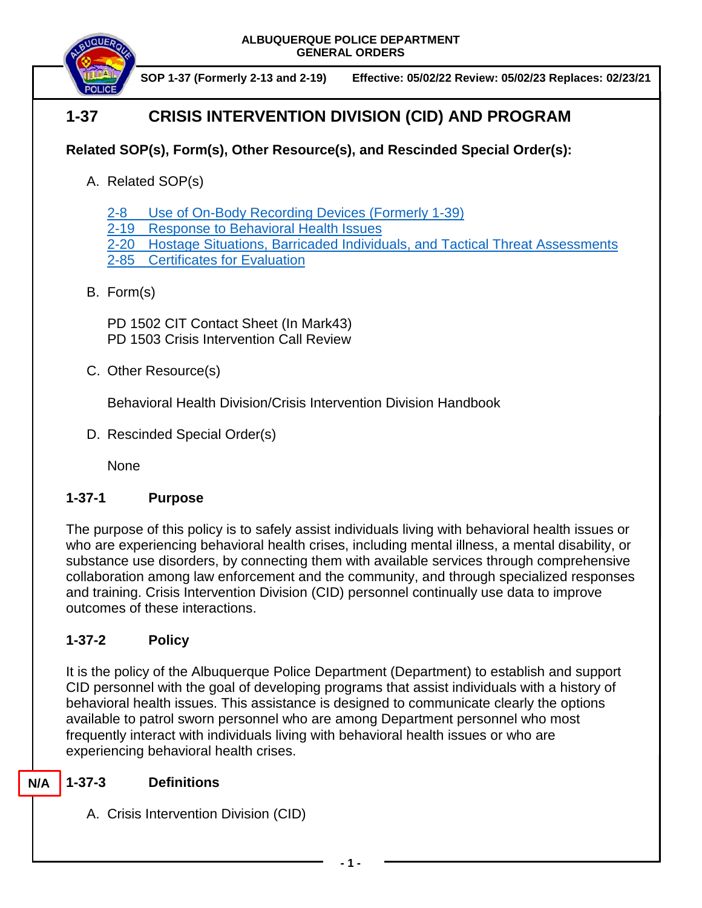**ALBUQUERQUE POLICE DEPARTMENT**
**GENERAL ORDERS**

**SOP 1-37 (Formerly 2-13 and 2-19)** **Effective: 05/02/22 Review: 05/02/23 Replaces: 02/23/21**

# 1-37 CRISIS INTERVENTION DIVISION (CID) AND PROGRAM

**Related SOP(s), Form(s), Other Resource(s), and Rescinded Special Order(s):**

A. Related SOP(s)

2-8 Use of On-Body Recording Devices (Formerly 1-39)
2-19 Response to Behavioral Health Issues
2-20 Hostage Situations, Barricaded Individuals, and Tactical Threat Assessments
2-85 Certificates for Evaluation

B. Form(s)

PD 1502 CIT Contact Sheet (In Mark43)
PD 1503 Crisis Intervention Call Review

C. Other Resource(s)

Behavioral Health Division/Crisis Intervention Division Handbook

D. Rescinded Special Order(s)

None

## 1-37-1 Purpose

The purpose of this policy is to safely assist individuals living with behavioral health issues or who are experiencing behavioral health crises, including mental illness, a mental disability, or substance use disorders, by connecting them with available services through comprehensive collaboration among law enforcement and the community, and through specialized responses and training. Crisis Intervention Division (CID) personnel continually use data to improve outcomes of these interactions.

## 1-37-2 Policy

It is the policy of the Albuquerque Police Department (Department) to establish and support CID personnel with the goal of developing programs that assist individuals with a history of behavioral health issues. This assistance is designed to communicate clearly the options available to patrol sworn personnel who are among Department personnel who most frequently interact with individuals living with behavioral health issues or who are experiencing behavioral health crises.

N/A

## 1-37-3 Definitions

A. Crisis Intervention Division (CID)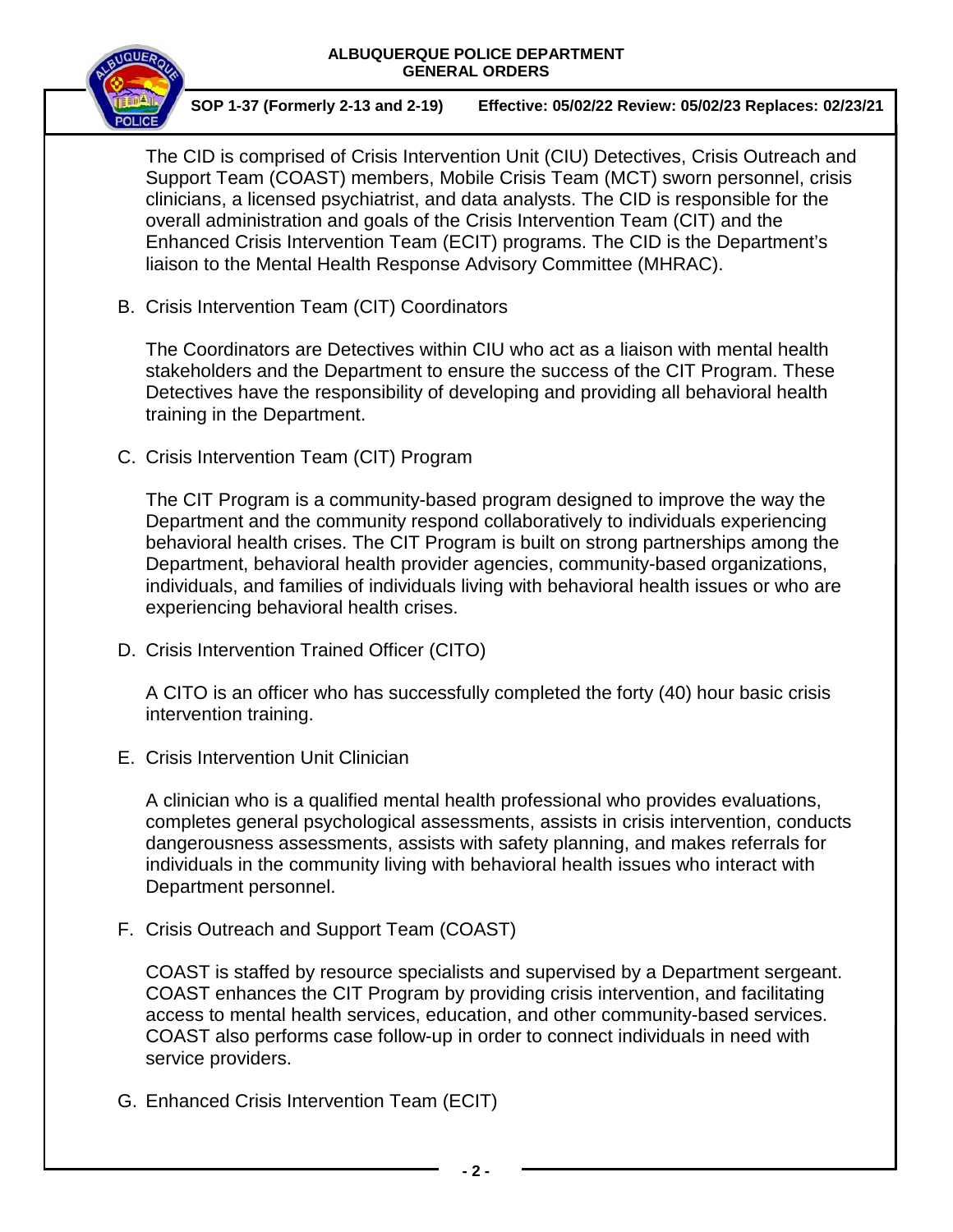The CID is comprised of Crisis Intervention Unit (CIU) Detectives, Crisis Outreach and Support Team (COAST) members, Mobile Crisis Team (MCT) sworn personnel, crisis clinicians, a licensed psychiatrist, and data analysts. The CID is responsible for the overall administration and goals of the Crisis Intervention Team (CIT) and the Enhanced Crisis Intervention Team (ECIT) programs. The CID is the Department's liaison to the Mental Health Response Advisory Committee (MHRAC).

B. Crisis Intervention Team (CIT) Coordinators

The Coordinators are Detectives within CIU who act as a liaison with mental health stakeholders and the Department to ensure the success of the CIT Program. These Detectives have the responsibility of developing and providing all behavioral health training in the Department.

C. Crisis Intervention Team (CIT) Program

The CIT Program is a community-based program designed to improve the way the Department and the community respond collaboratively to individuals experiencing behavioral health crises. The CIT Program is built on strong partnerships among the Department, behavioral health provider agencies, community-based organizations, individuals, and families of individuals living with behavioral health issues or who are experiencing behavioral health crises.

D. Crisis Intervention Trained Officer (CITO)

A CITO is an officer who has successfully completed the forty (40) hour basic crisis intervention training.

E. Crisis Intervention Unit Clinician

A clinician who is a qualified mental health professional who provides evaluations, completes general psychological assessments, assists in crisis intervention, conducts dangerousness assessments, assists with safety planning, and makes referrals for individuals in the community living with behavioral health issues who interact with Department personnel.

F. Crisis Outreach and Support Team (COAST)

COAST is staffed by resource specialists and supervised by a Department sergeant. COAST enhances the CIT Program by providing crisis intervention, and facilitating access to mental health services, education, and other community-based services. COAST also performs case follow-up in order to connect individuals in need with service providers.

G. Enhanced Crisis Intervention Team (ECIT)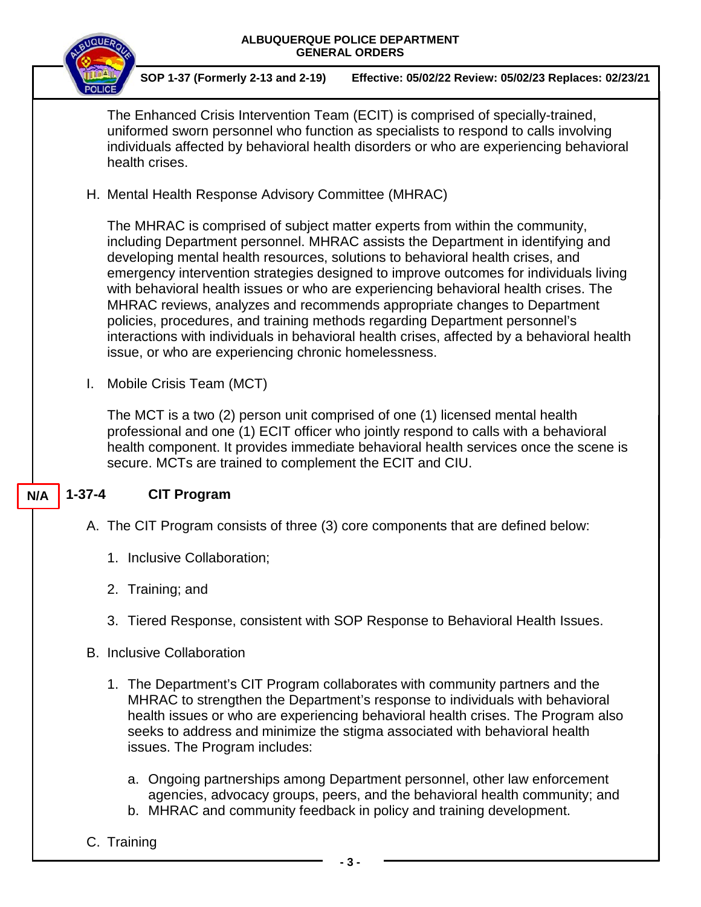The Enhanced Crisis Intervention Team (ECIT) is comprised of specially-trained, uniformed sworn personnel who function as specialists to respond to calls involving individuals affected by behavioral health disorders or who are experiencing behavioral health crises.

H. Mental Health Response Advisory Committee (MHRAC)

The MHRAC is comprised of subject matter experts from within the community, including Department personnel. MHRAC assists the Department in identifying and developing mental health resources, solutions to behavioral health crises, and emergency intervention strategies designed to improve outcomes for individuals living with behavioral health issues or who are experiencing behavioral health crises. The MHRAC reviews, analyzes and recommends appropriate changes to Department policies, procedures, and training methods regarding Department personnel's interactions with individuals in behavioral health crises, affected by a behavioral health issue, or who are experiencing chronic homelessness.

I. Mobile Crisis Team (MCT)

The MCT is a two (2) person unit comprised of one (1) licensed mental health professional and one (1) ECIT officer who jointly respond to calls with a behavioral health component. It provides immediate behavioral health services once the scene is secure. MCTs are trained to complement the ECIT and CIU.

## N/A 1-37-4 CIT Program

A. The CIT Program consists of three (3) core components that are defined below:

1. Inclusive Collaboration;
2. Training; and
3. Tiered Response, consistent with SOP Response to Behavioral Health Issues.

B. Inclusive Collaboration

1. The Department's CIT Program collaborates with community partners and the MHRAC to strengthen the Department's response to individuals with behavioral health issues or who are experiencing behavioral health crises. The Program also seeks to address and minimize the stigma associated with behavioral health issues. The Program includes:

   a. Ongoing partnerships among Department personnel, other law enforcement agencies, advocacy groups, peers, and the behavioral health community; and
   b. MHRAC and community feedback in policy and training development.

C. Training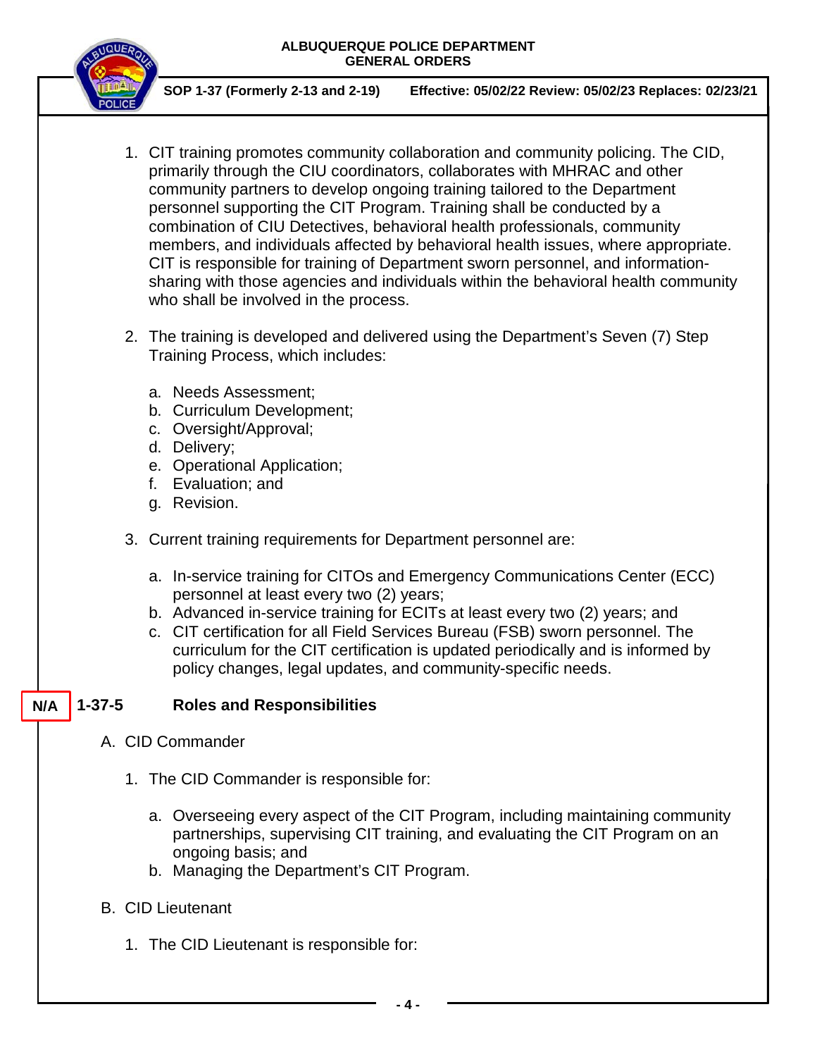1. CIT training promotes community collaboration and community policing. The CID, primarily through the CIU coordinators, collaborates with MHRAC and other community partners to develop ongoing training tailored to the Department personnel supporting the CIT Program. Training shall be conducted by a combination of CIU Detectives, behavioral health professionals, community members, and individuals affected by behavioral health issues, where appropriate. CIT is responsible for training of Department sworn personnel, and information-sharing with those agencies and individuals within the behavioral health community who shall be involved in the process.

2. The training is developed and delivered using the Department's Seven (7) Step Training Process, which includes:

   a. Needs Assessment;
   b. Curriculum Development;
   c. Oversight/Approval;
   d. Delivery;
   e. Operational Application;
   f. Evaluation; and
   g. Revision.

3. Current training requirements for Department personnel are:

   a. In-service training for CITOs and Emergency Communications Center (ECC) personnel at least every two (2) years;
   b. Advanced in-service training for ECITs at least every two (2) years; and
   c. CIT certification for all Field Services Bureau (FSB) sworn personnel. The curriculum for the CIT certification is updated periodically and is informed by policy changes, legal updates, and community-specific needs.

## N/A 1-37-5 Roles and Responsibilities

A. CID Commander

1. The CID Commander is responsible for:

   a. Overseeing every aspect of the CIT Program, including maintaining community partnerships, supervising CIT training, and evaluating the CIT Program on an ongoing basis; and
   b. Managing the Department's CIT Program.

B. CID Lieutenant

1. The CID Lieutenant is responsible for: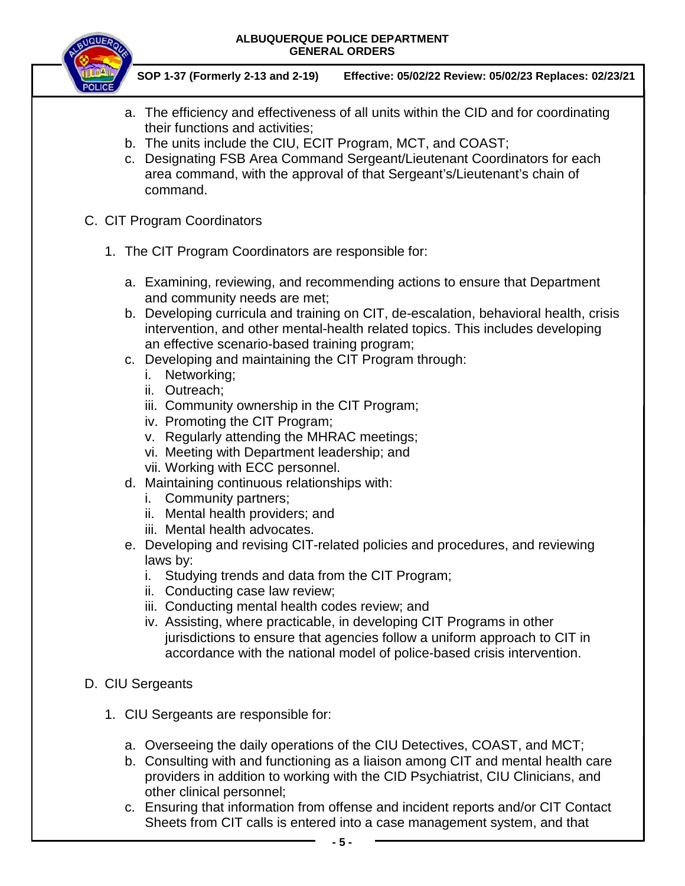a. The efficiency and effectiveness of all units within the CID and for coordinating their functions and activities;
b. The units include the CIU, ECIT Program, MCT, and COAST;
c. Designating FSB Area Command Sergeant/Lieutenant Coordinators for each area command, with the approval of that Sergeant's/Lieutenant's chain of command.

C. CIT Program Coordinators

1. The CIT Program Coordinators are responsible for:

   a. Examining, reviewing, and recommending actions to ensure that Department and community needs are met;
   b. Developing curricula and training on CIT, de-escalation, behavioral health, crisis intervention, and other mental-health related topics. This includes developing an effective scenario-based training program;
   c. Developing and maintaining the CIT Program through:
      i. Networking;
      ii. Outreach;
      iii. Community ownership in the CIT Program;
      iv. Promoting the CIT Program;
      v. Regularly attending the MHRAC meetings;
      vi. Meeting with Department leadership; and
      vii. Working with ECC personnel.
   d. Maintaining continuous relationships with:
      i. Community partners;
      ii. Mental health providers; and
      iii. Mental health advocates.
   e. Developing and revising CIT-related policies and procedures, and reviewing laws by:
      i. Studying trends and data from the CIT Program;
      ii. Conducting case law review;
      iii. Conducting mental health codes review; and
      iv. Assisting, where practicable, in developing CIT Programs in other jurisdictions to ensure that agencies follow a uniform approach to CIT in accordance with the national model of police-based crisis intervention.

D. CIU Sergeants

1. CIU Sergeants are responsible for:

   a. Overseeing the daily operations of the CIU Detectives, COAST, and MCT;
   b. Consulting with and functioning as a liaison among CIT and mental health care providers in addition to working with the CID Psychiatrist, CIU Clinicians, and other clinical personnel;
   c. Ensuring that information from offense and incident reports and/or CIT Contact Sheets from CIT calls is entered into a case management system, and that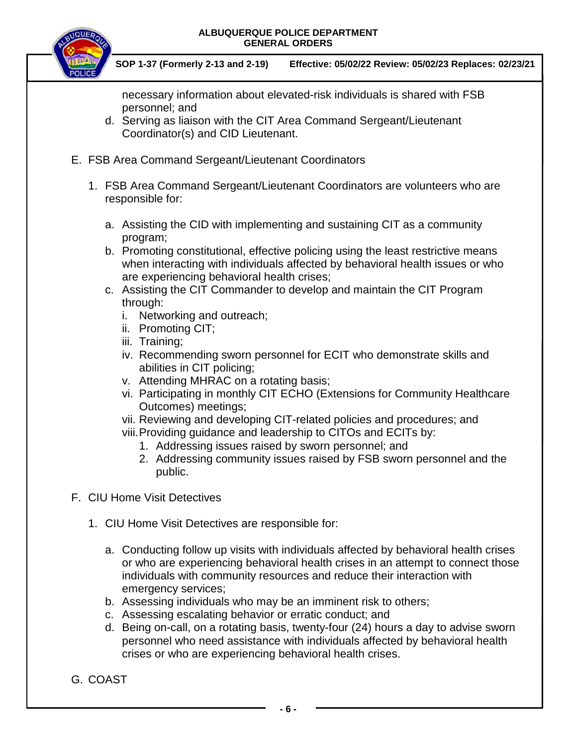necessary information about elevated-risk individuals is shared with FSB personnel; and

d. Serving as liaison with the CIT Area Command Sergeant/Lieutenant Coordinator(s) and CID Lieutenant.

E. FSB Area Command Sergeant/Lieutenant Coordinators

1. FSB Area Command Sergeant/Lieutenant Coordinators are volunteers who are responsible for:

   a. Assisting the CID with implementing and sustaining CIT as a community program;
   b. Promoting constitutional, effective policing using the least restrictive means when interacting with individuals affected by behavioral health issues or who are experiencing behavioral health crises;
   c. Assisting the CIT Commander to develop and maintain the CIT Program through:
      i. Networking and outreach;
      ii. Promoting CIT;
      iii. Training;
      iv. Recommending sworn personnel for ECIT who demonstrate skills and abilities in CIT policing;
      v. Attending MHRAC on a rotating basis;
      vi. Participating in monthly CIT ECHO (Extensions for Community Healthcare Outcomes) meetings;
      vii. Reviewing and developing CIT-related policies and procedures; and
      viii. Providing guidance and leadership to CITOs and ECITs by:
         1. Addressing issues raised by sworn personnel; and
         2. Addressing community issues raised by FSB sworn personnel and the public.

F. CIU Home Visit Detectives

1. CIU Home Visit Detectives are responsible for:

   a. Conducting follow up visits with individuals affected by behavioral health crises or who are experiencing behavioral health crises in an attempt to connect those individuals with community resources and reduce their interaction with emergency services;
   b. Assessing individuals who may be an imminent risk to others;
   c. Assessing escalating behavior or erratic conduct; and
   d. Being on-call, on a rotating basis, twenty-four (24) hours a day to advise sworn personnel who need assistance with individuals affected by behavioral health crises or who are experiencing behavioral health crises.

G. COAST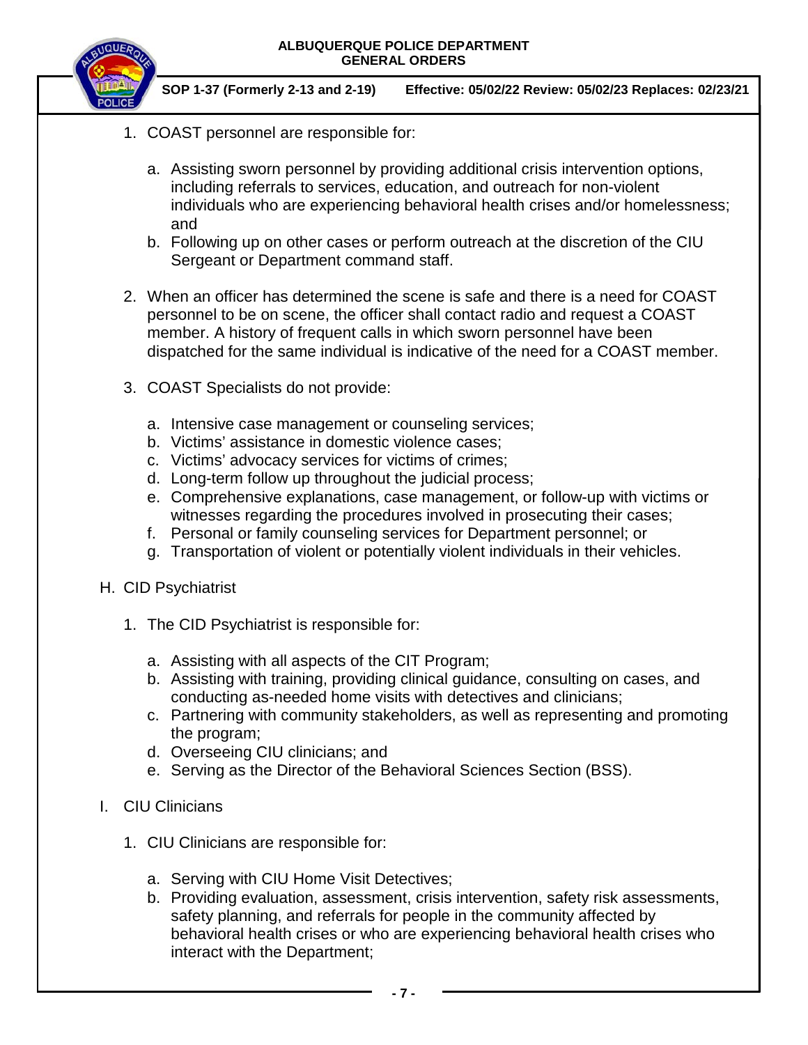1. COAST personnel are responsible for:

    a. Assisting sworn personnel by providing additional crisis intervention options, including referrals to services, education, and outreach for non-violent individuals who are experiencing behavioral health crises and/or homelessness; and
    b. Following up on other cases or perform outreach at the discretion of the CIU Sergeant or Department command staff.

2. When an officer has determined the scene is safe and there is a need for COAST personnel to be on scene, the officer shall contact radio and request a COAST member. A history of frequent calls in which sworn personnel have been dispatched for the same individual is indicative of the need for a COAST member.

3. COAST Specialists do not provide:

    a. Intensive case management or counseling services;
    b. Victims' assistance in domestic violence cases;
    c. Victims' advocacy services for victims of crimes;
    d. Long-term follow up throughout the judicial process;
    e. Comprehensive explanations, case management, or follow-up with victims or witnesses regarding the procedures involved in prosecuting their cases;
    f. Personal or family counseling services for Department personnel; or
    g. Transportation of violent or potentially violent individuals in their vehicles.

H. CID Psychiatrist

1. The CID Psychiatrist is responsible for:

    a. Assisting with all aspects of the CIT Program;
    b. Assisting with training, providing clinical guidance, consulting on cases, and conducting as-needed home visits with detectives and clinicians;
    c. Partnering with community stakeholders, as well as representing and promoting the program;
    d. Overseeing CIU clinicians; and
    e. Serving as the Director of the Behavioral Sciences Section (BSS).

I. CIU Clinicians

1. CIU Clinicians are responsible for:

    a. Serving with CIU Home Visit Detectives;
    b. Providing evaluation, assessment, crisis intervention, safety risk assessments, safety planning, and referrals for people in the community affected by behavioral health crises or who are experiencing behavioral health crises who interact with the Department;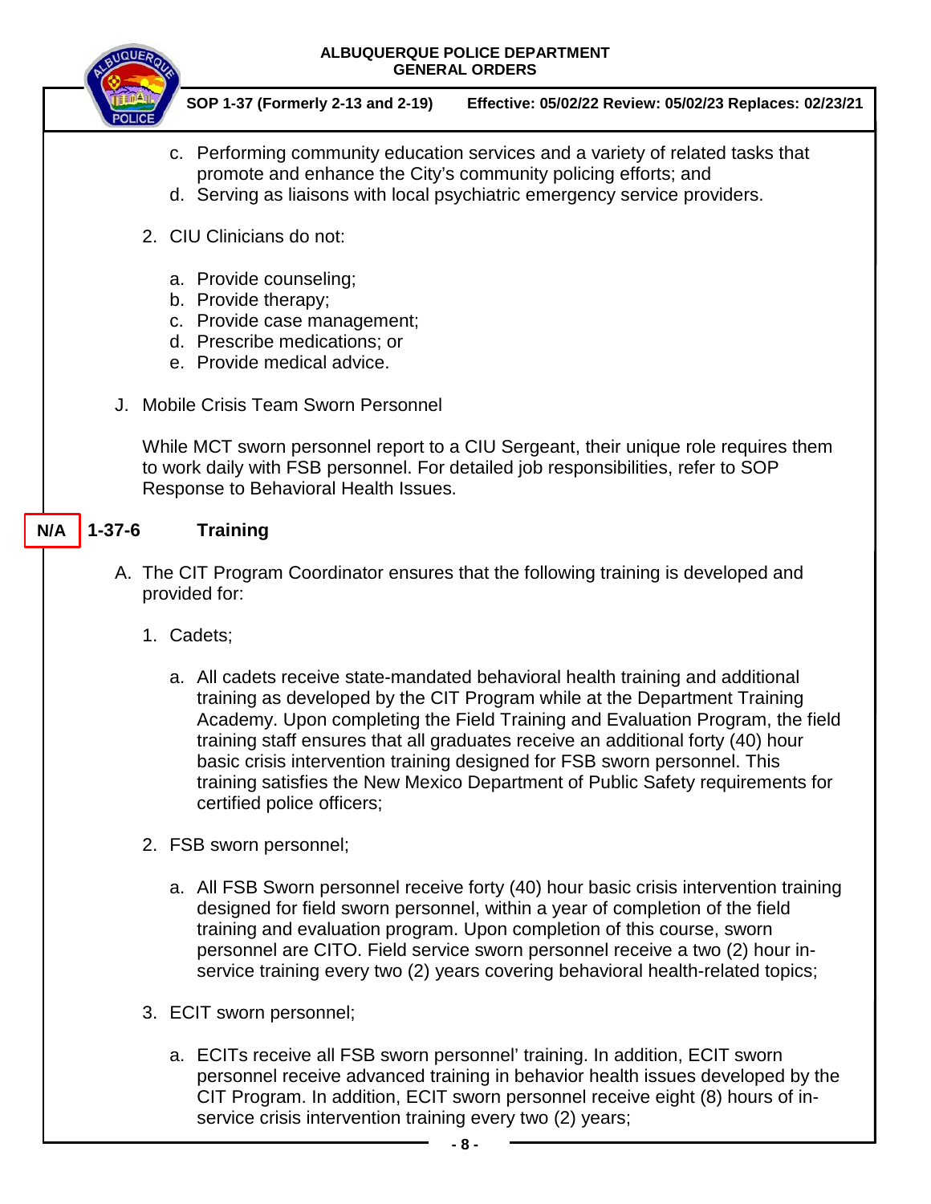c. Performing community education services and a variety of related tasks that promote and enhance the City's community policing efforts; and
d. Serving as liaisons with local psychiatric emergency service providers.

2. CIU Clinicians do not:

   a. Provide counseling;
   b. Provide therapy;
   c. Provide case management;
   d. Prescribe medications; or
   e. Provide medical advice.

J. Mobile Crisis Team Sworn Personnel

While MCT sworn personnel report to a CIU Sergeant, their unique role requires them to work daily with FSB personnel. For detailed job responsibilities, refer to SOP Response to Behavioral Health Issues.

## N/A 1-37-6 Training

A. The CIT Program Coordinator ensures that the following training is developed and provided for:

1. Cadets;

   a. All cadets receive state-mandated behavioral health training and additional training as developed by the CIT Program while at the Department Training Academy. Upon completing the Field Training and Evaluation Program, the field training staff ensures that all graduates receive an additional forty (40) hour basic crisis intervention training designed for FSB sworn personnel. This training satisfies the New Mexico Department of Public Safety requirements for certified police officers;

2. FSB sworn personnel;

   a. All FSB Sworn personnel receive forty (40) hour basic crisis intervention training designed for field sworn personnel, within a year of completion of the field training and evaluation program. Upon completion of this course, sworn personnel are CITO. Field service sworn personnel receive a two (2) hour in-service training every two (2) years covering behavioral health-related topics;

3. ECIT sworn personnel;

   a. ECITs receive all FSB sworn personnel' training. In addition, ECIT sworn personnel receive advanced training in behavior health issues developed by the CIT Program. In addition, ECIT sworn personnel receive eight (8) hours of in-service crisis intervention training every two (2) years;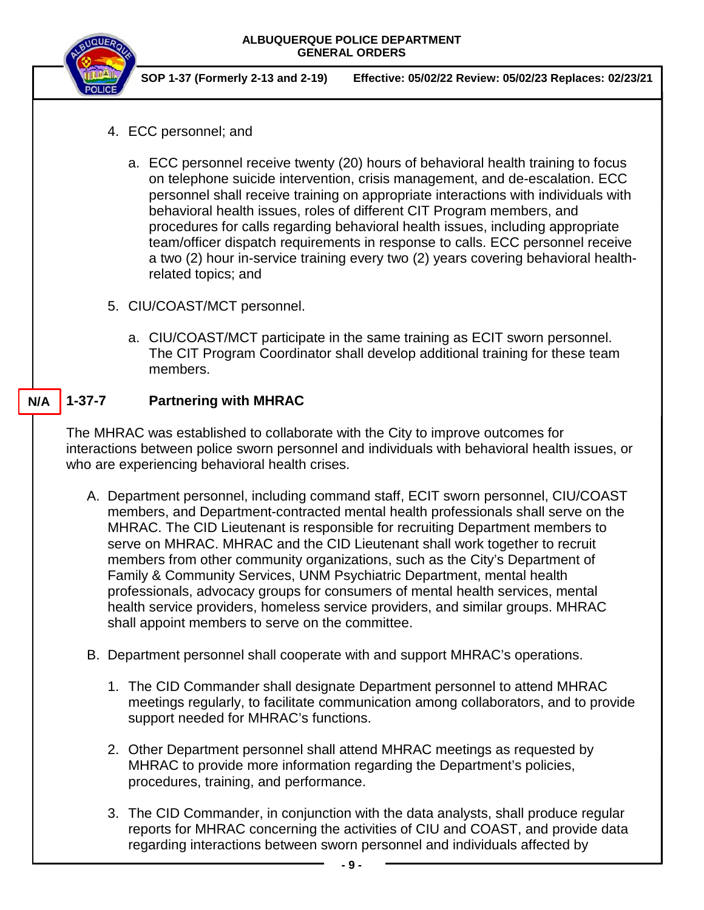4. ECC personnel; and

   a. ECC personnel receive twenty (20) hours of behavioral health training to focus on telephone suicide intervention, crisis management, and de-escalation. ECC personnel shall receive training on appropriate interactions with individuals with behavioral health issues, roles of different CIT Program members, and procedures for calls regarding behavioral health issues, including appropriate team/officer dispatch requirements in response to calls. ECC personnel receive a two (2) hour in-service training every two (2) years covering behavioral health-related topics; and

5. CIU/COAST/MCT personnel.

   a. CIU/COAST/MCT participate in the same training as ECIT sworn personnel. The CIT Program Coordinator shall develop additional training for these team members.

## N/A 1-37-7 Partnering with MHRAC

The MHRAC was established to collaborate with the City to improve outcomes for interactions between police sworn personnel and individuals with behavioral health issues, or who are experiencing behavioral health crises.

A. Department personnel, including command staff, ECIT sworn personnel, CIU/COAST members, and Department-contracted mental health professionals shall serve on the MHRAC. The CID Lieutenant is responsible for recruiting Department members to serve on MHRAC. MHRAC and the CID Lieutenant shall work together to recruit members from other community organizations, such as the City's Department of Family & Community Services, UNM Psychiatric Department, mental health professionals, advocacy groups for consumers of mental health services, mental health service providers, homeless service providers, and similar groups. MHRAC shall appoint members to serve on the committee.

B. Department personnel shall cooperate with and support MHRAC's operations.

   1. The CID Commander shall designate Department personnel to attend MHRAC meetings regularly, to facilitate communication among collaborators, and to provide support needed for MHRAC's functions.

   2. Other Department personnel shall attend MHRAC meetings as requested by MHRAC to provide more information regarding the Department's policies, procedures, training, and performance.

   3. The CID Commander, in conjunction with the data analysts, shall produce regular reports for MHRAC concerning the activities of CIU and COAST, and provide data regarding interactions between sworn personnel and individuals affected by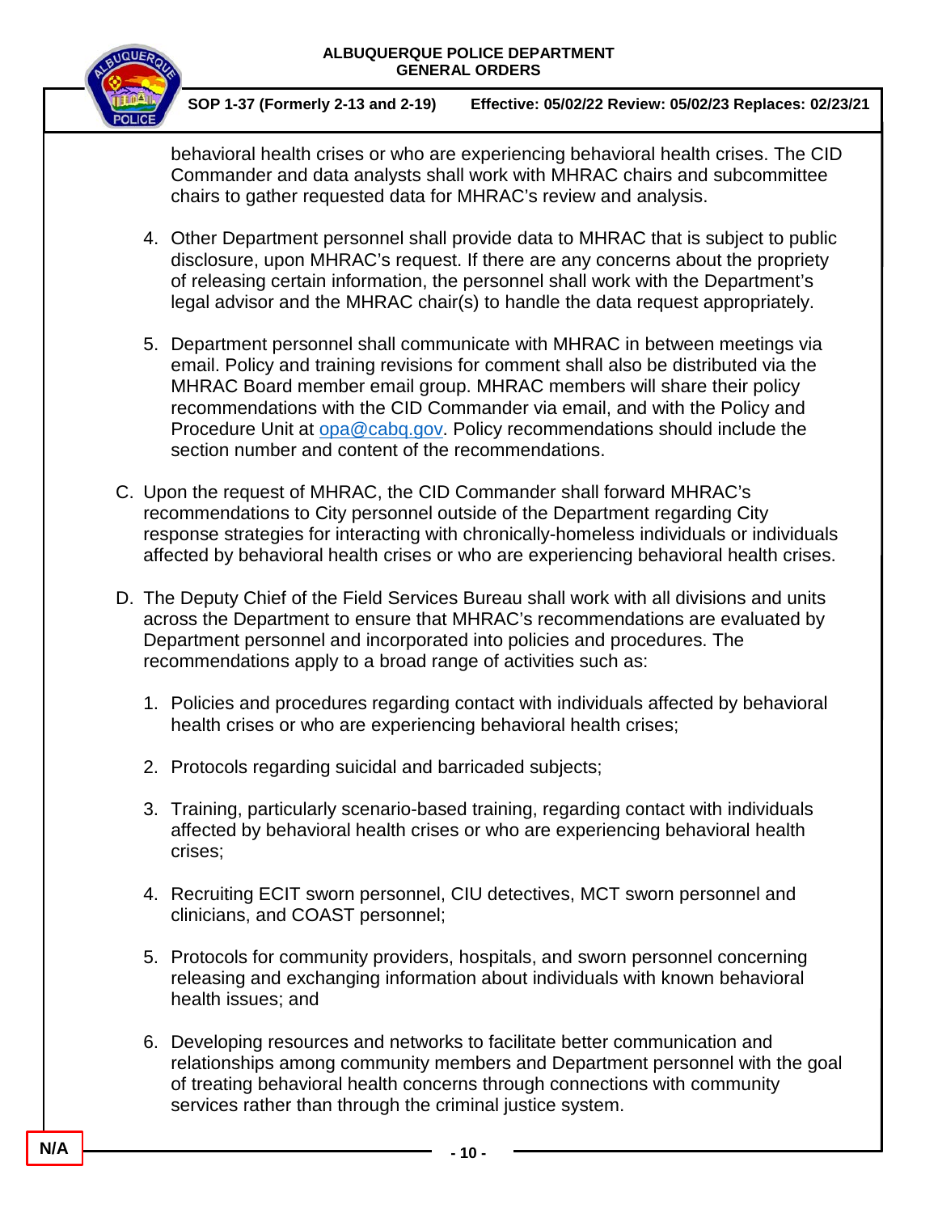behavioral health crises or who are experiencing behavioral health crises. The CID Commander and data analysts shall work with MHRAC chairs and subcommittee chairs to gather requested data for MHRAC's review and analysis.

4. Other Department personnel shall provide data to MHRAC that is subject to public disclosure, upon MHRAC's request. If there are any concerns about the propriety of releasing certain information, the personnel shall work with the Department's legal advisor and the MHRAC chair(s) to handle the data request appropriately.

5. Department personnel shall communicate with MHRAC in between meetings via email. Policy and training revisions for comment shall also be distributed via the MHRAC Board member email group. MHRAC members will share their policy recommendations with the CID Commander via email, and with the Policy and Procedure Unit at opa@cabq.gov. Policy recommendations should include the section number and content of the recommendations.

C. Upon the request of MHRAC, the CID Commander shall forward MHRAC's recommendations to City personnel outside of the Department regarding City response strategies for interacting with chronically-homeless individuals or individuals affected by behavioral health crises or who are experiencing behavioral health crises.

D. The Deputy Chief of the Field Services Bureau shall work with all divisions and units across the Department to ensure that MHRAC's recommendations are evaluated by Department personnel and incorporated into policies and procedures. The recommendations apply to a broad range of activities such as:

1. Policies and procedures regarding contact with individuals affected by behavioral health crises or who are experiencing behavioral health crises;

2. Protocols regarding suicidal and barricaded subjects;

3. Training, particularly scenario-based training, regarding contact with individuals affected by behavioral health crises or who are experiencing behavioral health crises;

4. Recruiting ECIT sworn personnel, CIU detectives, MCT sworn personnel and clinicians, and COAST personnel;

5. Protocols for community providers, hospitals, and sworn personnel concerning releasing and exchanging information about individuals with known behavioral health issues; and

6. Developing resources and networks to facilitate better communication and relationships among community members and Department personnel with the goal of treating behavioral health concerns through connections with community services rather than through the criminal justice system.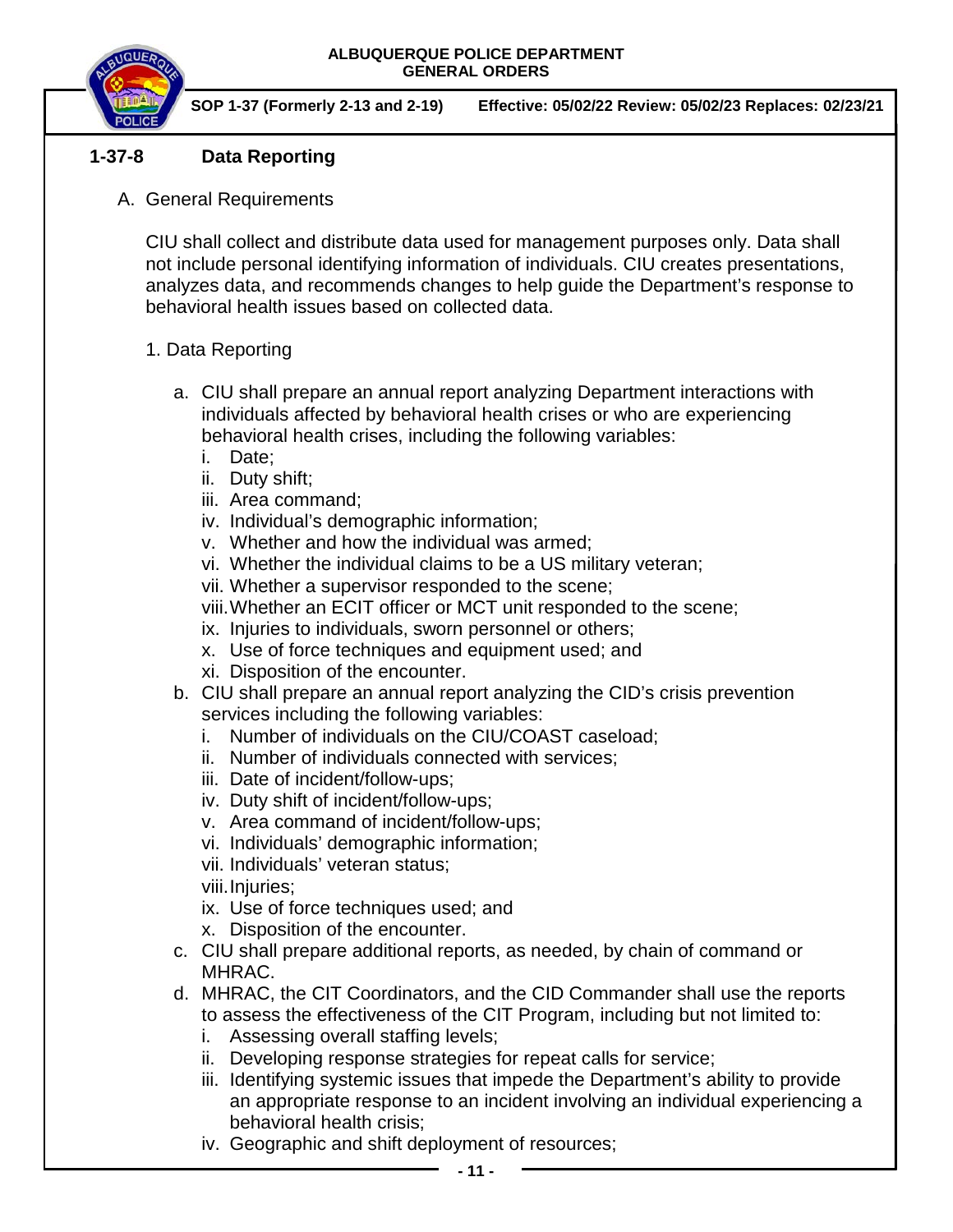## 1-37-8 Data Reporting

A. General Requirements

CIU shall collect and distribute data used for management purposes only. Data shall not include personal identifying information of individuals. CIU creates presentations, analyzes data, and recommends changes to help guide the Department's response to behavioral health issues based on collected data.

1. Data Reporting

   a. CIU shall prepare an annual report analyzing Department interactions with individuals affected by behavioral health crises or who are experiencing behavioral health crises, including the following variables:
      i. Date;
      ii. Duty shift;
      iii. Area command;
      iv. Individual's demographic information;
      v. Whether and how the individual was armed;
      vi. Whether the individual claims to be a US military veteran;
      vii. Whether a supervisor responded to the scene;
      viii. Whether an ECIT officer or MCT unit responded to the scene;
      ix. Injuries to individuals, sworn personnel or others;
      x. Use of force techniques and equipment used; and
      xi. Disposition of the encounter.

   b. CIU shall prepare an annual report analyzing the CID's crisis prevention services including the following variables:
      i. Number of individuals on the CIU/COAST caseload;
      ii. Number of individuals connected with services;
      iii. Date of incident/follow-ups;
      iv. Duty shift of incident/follow-ups;
      v. Area command of incident/follow-ups;
      vi. Individuals' demographic information;
      vii. Individuals' veteran status;
      viii. Injuries;
      ix. Use of force techniques used; and
      x. Disposition of the encounter.

   c. CIU shall prepare additional reports, as needed, by chain of command or MHRAC.

   d. MHRAC, the CIT Coordinators, and the CID Commander shall use the reports to assess the effectiveness of the CIT Program, including but not limited to:
      i. Assessing overall staffing levels;
      ii. Developing response strategies for repeat calls for service;
      iii. Identifying systemic issues that impede the Department's ability to provide an appropriate response to an incident involving an individual experiencing a behavioral health crisis;
      iv. Geographic and shift deployment of resources;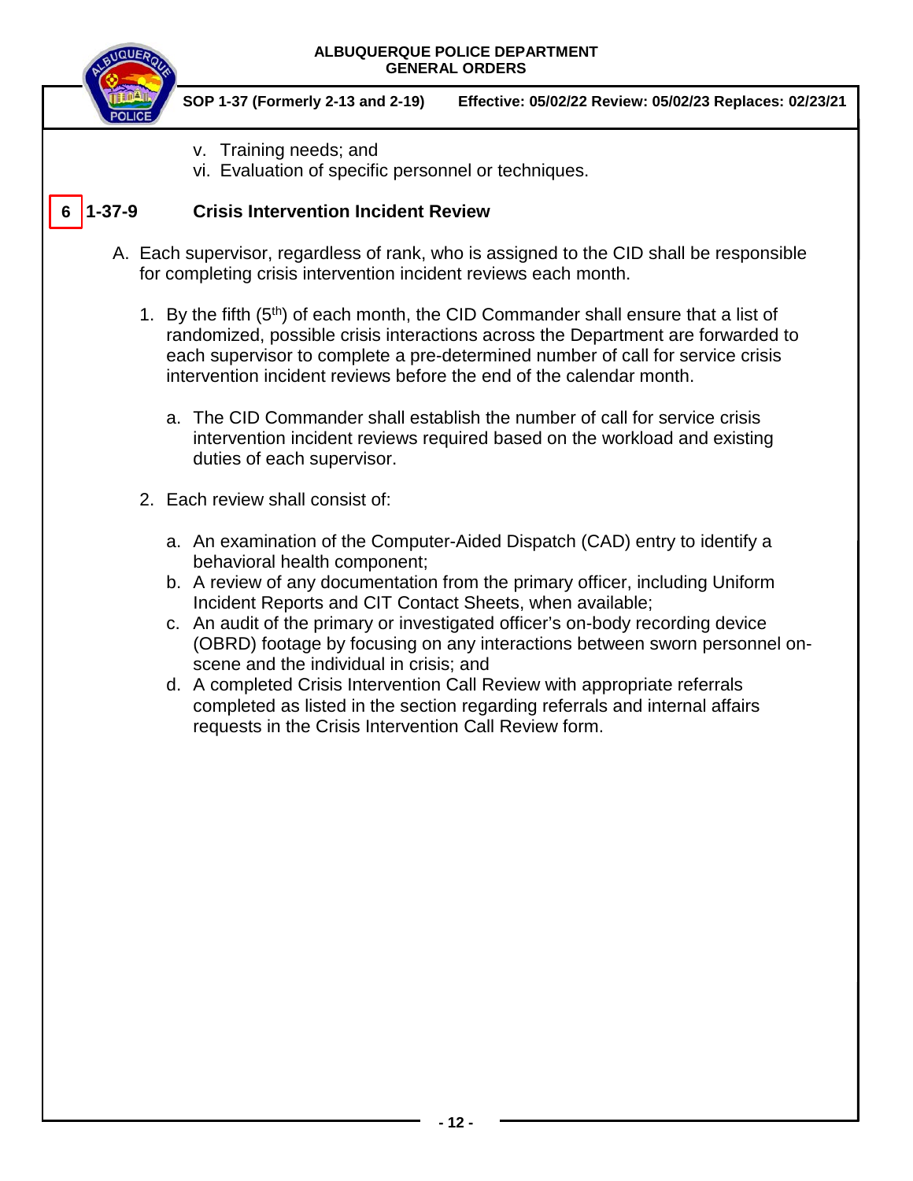v. Training needs; and
vi. Evaluation of specific personnel or techniques.

## 6 1-37-9 Crisis Intervention Incident Review

A. Each supervisor, regardless of rank, who is assigned to the CID shall be responsible for completing crisis intervention incident reviews each month.

1. By the fifth (5th) of each month, the CID Commander shall ensure that a list of randomized, possible crisis interactions across the Department are forwarded to each supervisor to complete a pre-determined number of call for service crisis intervention incident reviews before the end of the calendar month.

   a. The CID Commander shall establish the number of call for service crisis intervention incident reviews required based on the workload and existing duties of each supervisor.

2. Each review shall consist of:

   a. An examination of the Computer-Aided Dispatch (CAD) entry to identify a behavioral health component;
   b. A review of any documentation from the primary officer, including Uniform Incident Reports and CIT Contact Sheets, when available;
   c. An audit of the primary or investigated officer's on-body recording device (OBRD) footage by focusing on any interactions between sworn personnel on-scene and the individual in crisis; and
   d. A completed Crisis Intervention Call Review with appropriate referrals completed as listed in the section regarding referrals and internal affairs requests in the Crisis Intervention Call Review form.